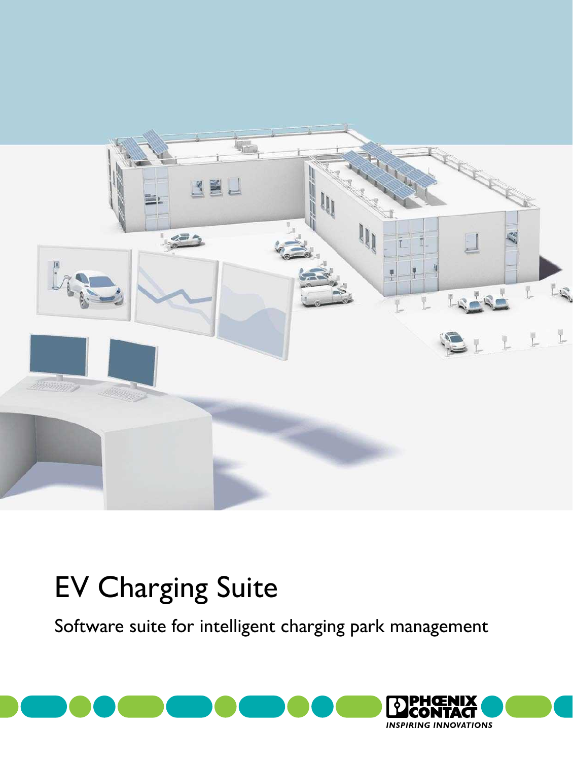# EV Charging Suite

Software suite for intelligent charging park management

PHOENIX CONTACT

INSPIRING INNOVATIONS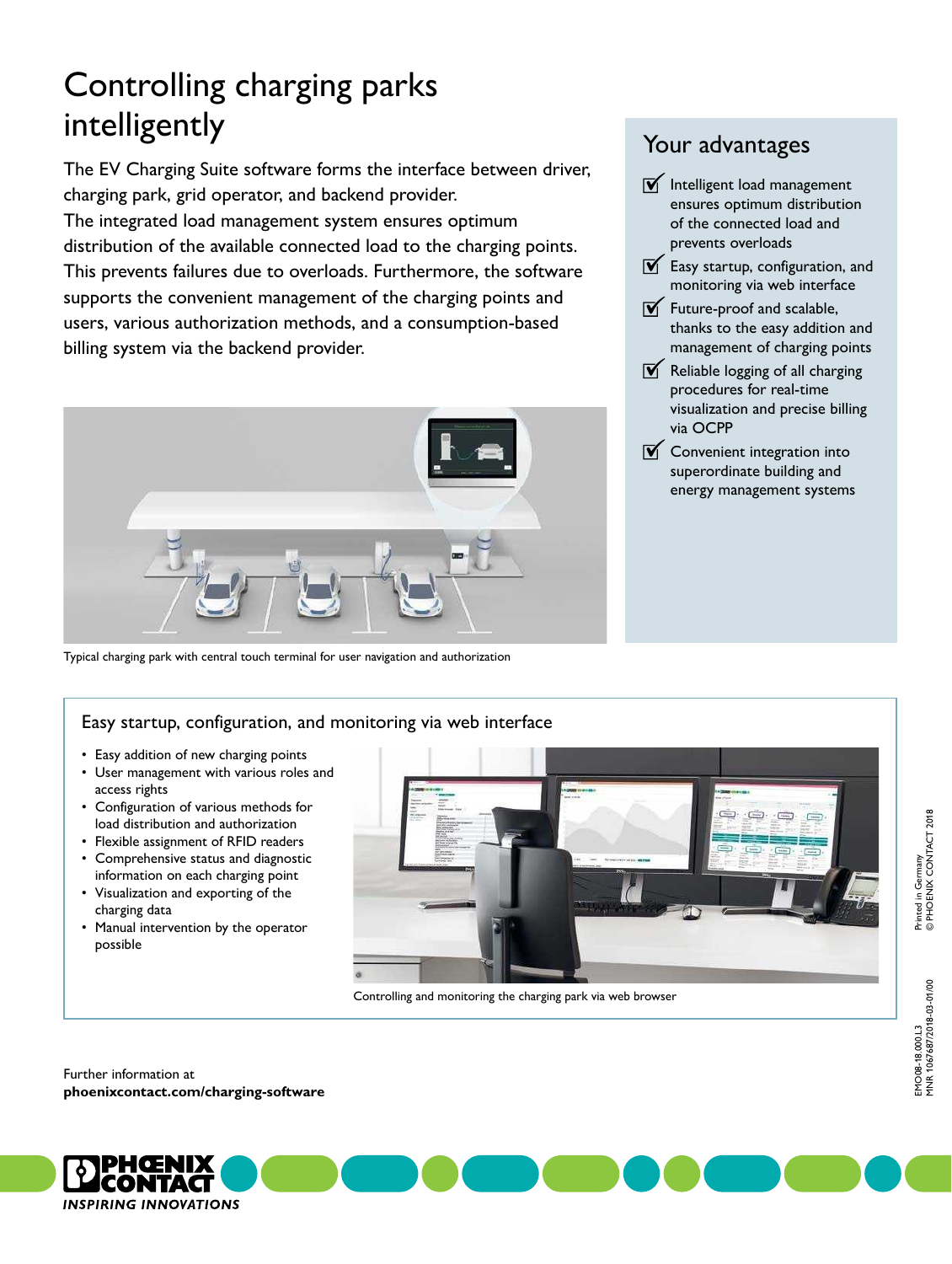# Controlling charging parks intelligently

The EV Charging Suite software forms the interface between driver, charging park, grid operator, and backend provider.
The integrated load management system ensures optimum distribution of the available connected load to the charging points. This prevents failures due to overloads. Furthermore, the software supports the convenient management of the charging points and users, various authorization methods, and a consumption-based billing system via the backend provider.

Typical charging park with central touch terminal for user navigation and authorization

## Your advantages

- ☑ Intelligent load management ensures optimum distribution of the connected load and prevents overloads
- ☑ Easy startup, configuration, and monitoring via web interface
- ☑ Future-proof and scalable, thanks to the easy addition and management of charging points
- ☑ Reliable logging of all charging procedures for real-time visualization and precise billing via OCPP
- ☑ Convenient integration into superordinate building and energy management systems

## Easy startup, configuration, and monitoring via web interface

- Easy addition of new charging points
- User management with various roles and access rights
- Configuration of various methods for load distribution and authorization
- Flexible assignment of RFID readers
- Comprehensive status and diagnostic information on each charging point
- Visualization and exporting of the charging data
- Manual intervention by the operator possible

Controlling and monitoring the charging park via web browser

Further information at
**phoenixcontact.com/charging-software**

Printed in Germany
© PHOENIX CONTACT 2018

EMO08-18.000.L3
MNR 1067687/2018-03-01/00

PHOENIX CONTACT
*INSPIRING INNOVATIONS*